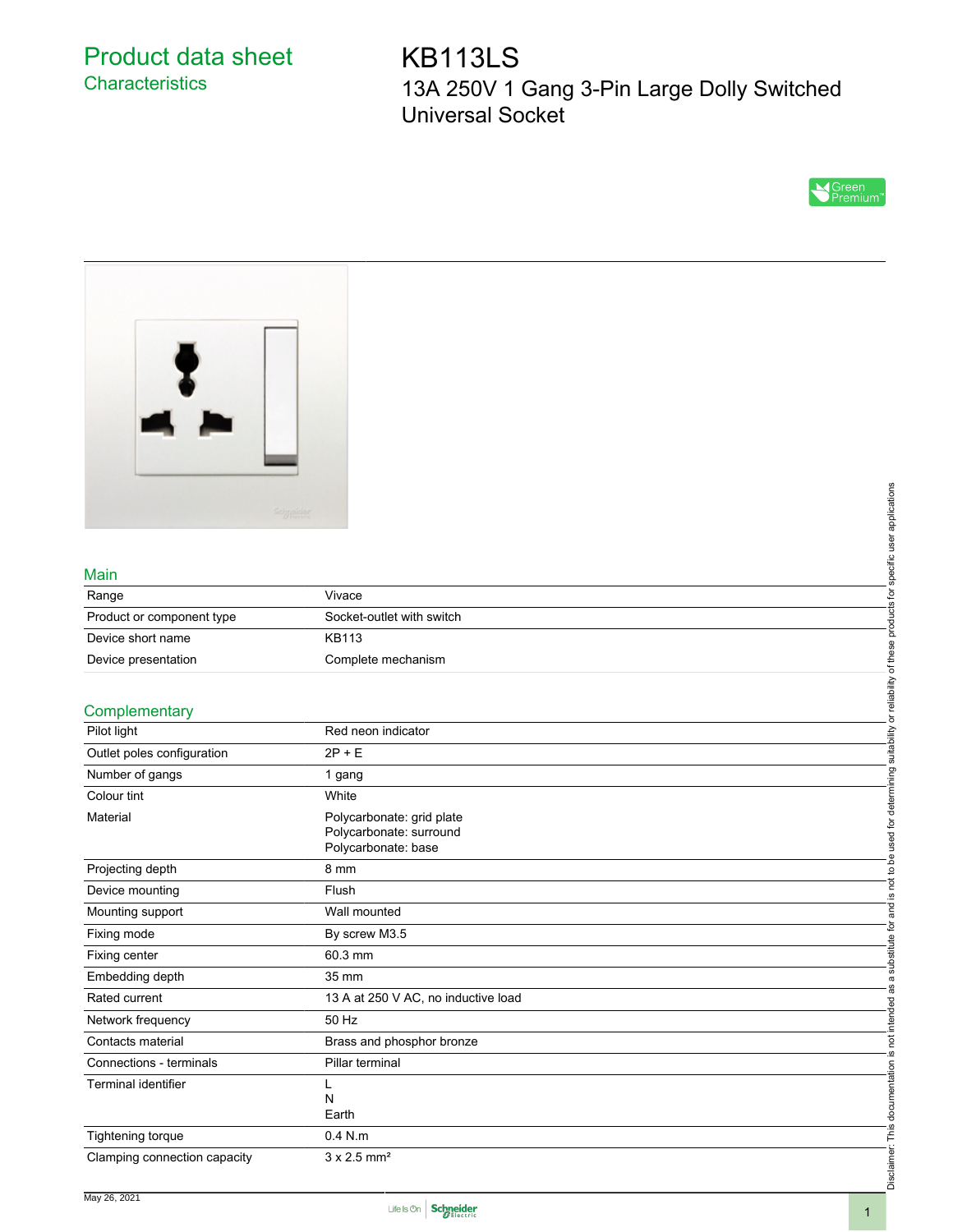# Product data sheet
## Characteristics

# KB113LS
13A 250V 1 Gang 3-Pin Large Dolly Switched Universal Socket

### Main

| | |
|---|---|
| Range | Vivace |
| Product or component type | Socket-outlet with switch |
| Device short name | KB113 |
| Device presentation | Complete mechanism |

### Complementary

| | |
|---|---|
| Pilot light | Red neon indicator |
| Outlet poles configuration | 2P + E |
| Number of gangs | 1 gang |
| Colour tint | White |
| Material | Polycarbonate: grid plate<br>Polycarbonate: surround<br>Polycarbonate: base |
| Projecting depth | 8 mm |
| Device mounting | Flush |
| Mounting support | Wall mounted |
| Fixing mode | By screw M3.5 |
| Fixing center | 60.3 mm |
| Embedding depth | 35 mm |
| Rated current | 13 A at 250 V AC, no inductive load |
| Network frequency | 50 Hz |
| Contacts material | Brass and phosphor bronze |
| Connections - terminals | Pillar terminal |
| Terminal identifier | L<br>N<br>Earth |
| Tightening torque | 0.4 N.m |
| Clamping connection capacity | 3 x 2.5 mm² |

Disclaimer: This documentation is not intended as a substitute for and is not to be used for determining suitability or reliability of these products for specific user applications

May 26, 2021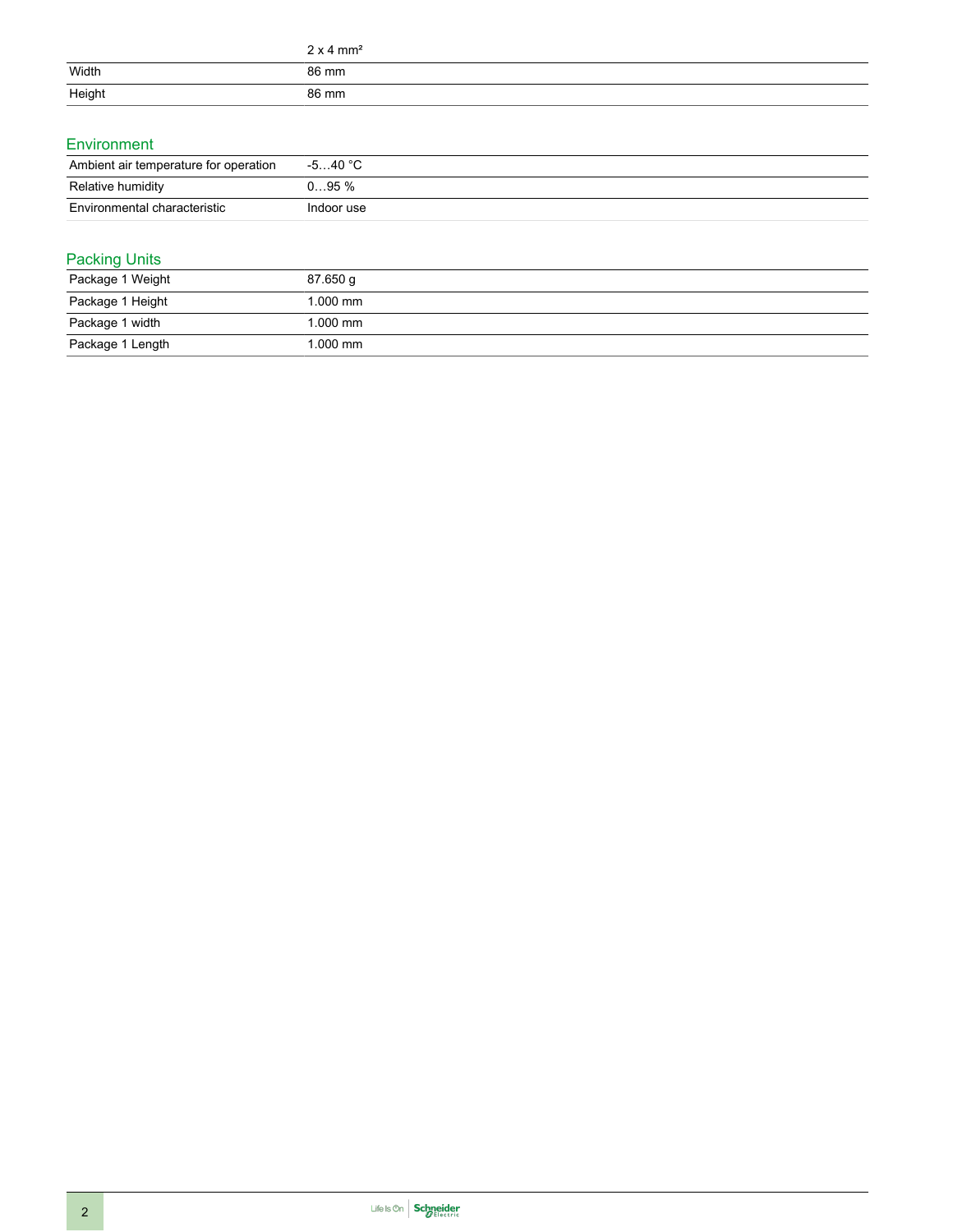| | |
|---|---|
| | 2 x 4 mm² |
| Width | 86 mm |
| Height | 86 mm |

## Environment

| | |
|---|---|
| Ambient air temperature for operation | -5…40 °C |
| Relative humidity | 0…95 % |
| Environmental characteristic | Indoor use |

## Packing Units

| | |
|---|---|
| Package 1 Weight | 87.650 g |
| Package 1 Height | 1.000 mm |
| Package 1 width | 1.000 mm |
| Package 1 Length | 1.000 mm |